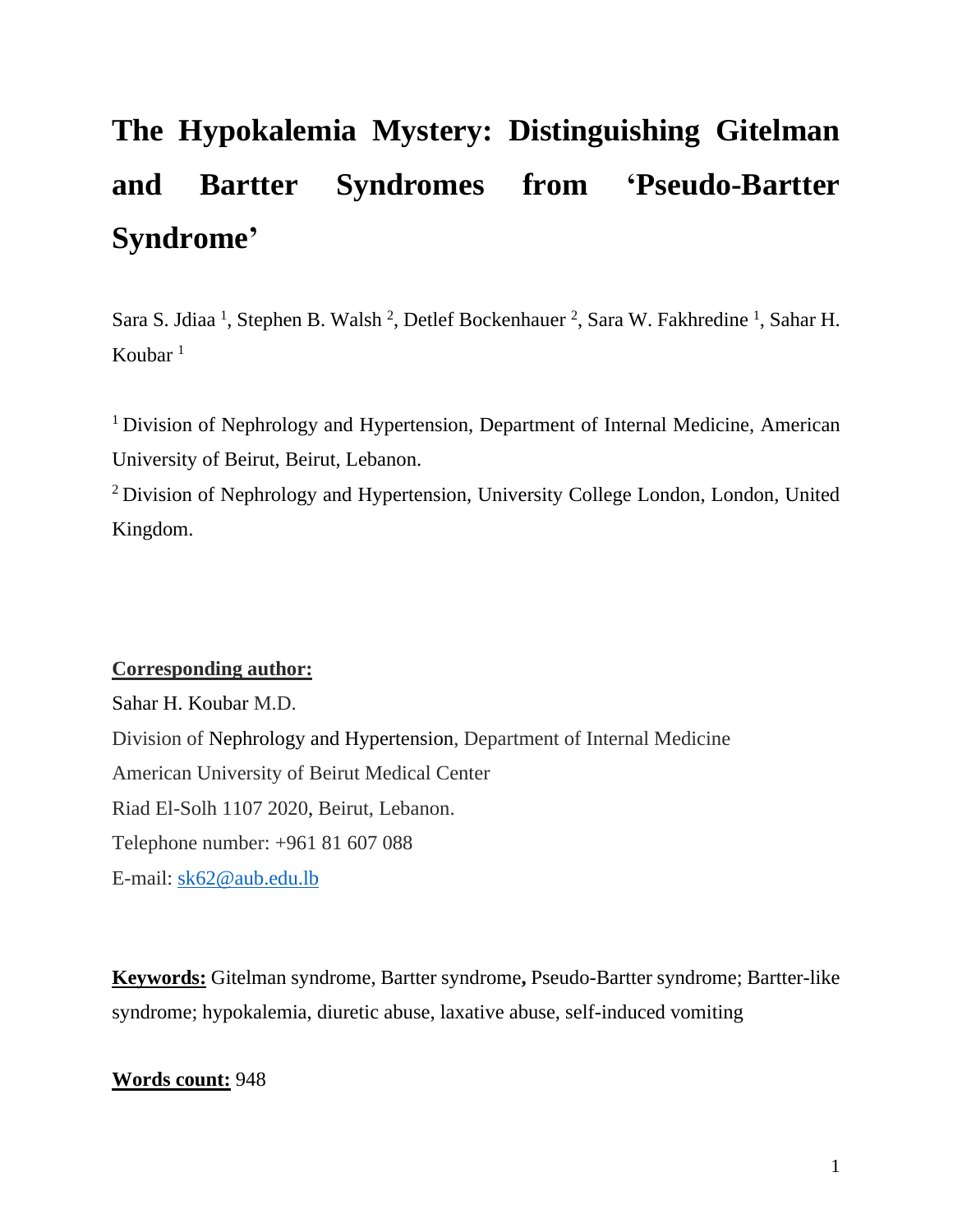# The Hypokalemia Mystery: Distinguishing Gitelman and Bartter Syndromes from 'Pseudo-Bartter Syndrome'

Sara S. Jdiaa [1], Stephen B. Walsh [2], Detlef Bockenhauer [2], Sara W. Fakhredine [1], Sahar H. Koubar [1]

[1] Division of Nephrology and Hypertension, Department of Internal Medicine, American University of Beirut, Beirut, Lebanon.

[2] Division of Nephrology and Hypertension, University College London, London, United Kingdom.

**Corresponding author:**

Sahar H. Koubar M.D.

Division of Nephrology and Hypertension, Department of Internal Medicine

American University of Beirut Medical Center

Riad El-Solh 1107 2020, Beirut, Lebanon.

Telephone number: +961 81 607 088

E-mail: sk62@aub.edu.lb

**Keywords:** Gitelman syndrome, Bartter syndrome**,** Pseudo-Bartter syndrome; Bartter-like syndrome; hypokalemia, diuretic abuse, laxative abuse, self-induced vomiting

**Words count:** 948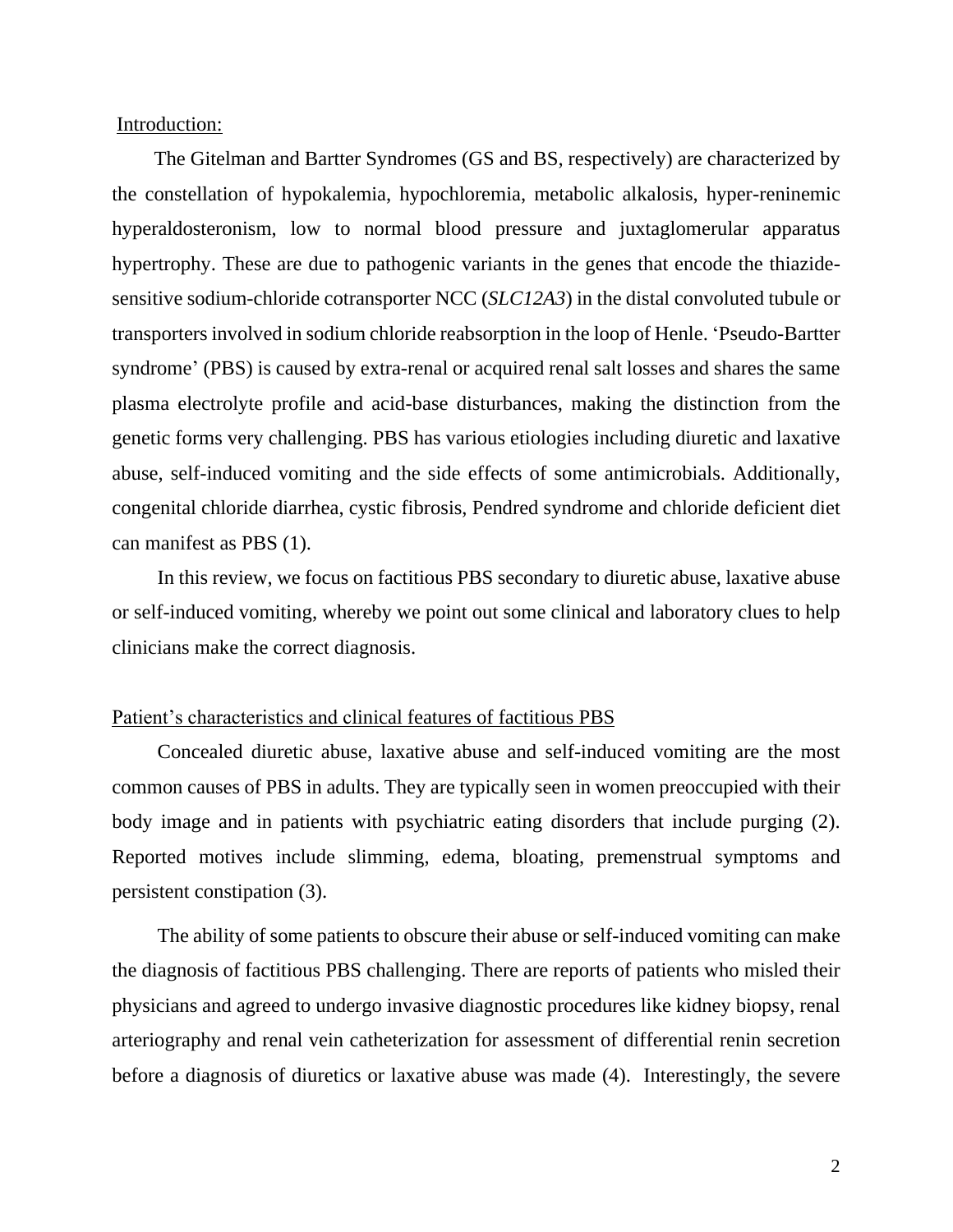## Introduction:

The Gitelman and Bartter Syndromes (GS and BS, respectively) are characterized by the constellation of hypokalemia, hypochloremia, metabolic alkalosis, hyper-reninemic hyperaldosteronism, low to normal blood pressure and juxtaglomerular apparatus hypertrophy. These are due to pathogenic variants in the genes that encode the thiazide-sensitive sodium-chloride cotransporter NCC (*SLC12A3*) in the distal convoluted tubule or transporters involved in sodium chloride reabsorption in the loop of Henle. 'Pseudo-Bartter syndrome' (PBS) is caused by extra-renal or acquired renal salt losses and shares the same plasma electrolyte profile and acid-base disturbances, making the distinction from the genetic forms very challenging. PBS has various etiologies including diuretic and laxative abuse, self-induced vomiting and the side effects of some antimicrobials. Additionally, congenital chloride diarrhea, cystic fibrosis, Pendred syndrome and chloride deficient diet can manifest as PBS (1).

In this review, we focus on factitious PBS secondary to diuretic abuse, laxative abuse or self-induced vomiting, whereby we point out some clinical and laboratory clues to help clinicians make the correct diagnosis.

## Patient's characteristics and clinical features of factitious PBS

Concealed diuretic abuse, laxative abuse and self-induced vomiting are the most common causes of PBS in adults. They are typically seen in women preoccupied with their body image and in patients with psychiatric eating disorders that include purging (2). Reported motives include slimming, edema, bloating, premenstrual symptoms and persistent constipation (3).

The ability of some patients to obscure their abuse or self-induced vomiting can make the diagnosis of factitious PBS challenging. There are reports of patients who misled their physicians and agreed to undergo invasive diagnostic procedures like kidney biopsy, renal arteriography and renal vein catheterization for assessment of differential renin secretion before a diagnosis of diuretics or laxative abuse was made (4). Interestingly, the severe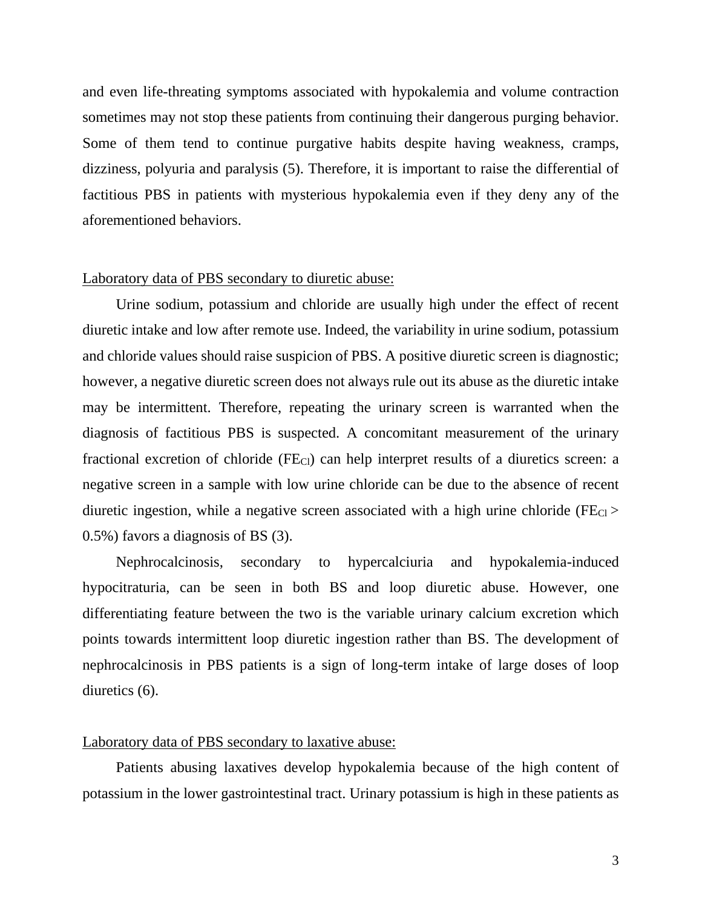and even life-threating symptoms associated with hypokalemia and volume contraction sometimes may not stop these patients from continuing their dangerous purging behavior. Some of them tend to continue purgative habits despite having weakness, cramps, dizziness, polyuria and paralysis (5). Therefore, it is important to raise the differential of factitious PBS in patients with mysterious hypokalemia even if they deny any of the aforementioned behaviors.

Laboratory data of PBS secondary to diuretic abuse:

Urine sodium, potassium and chloride are usually high under the effect of recent diuretic intake and low after remote use. Indeed, the variability in urine sodium, potassium and chloride values should raise suspicion of PBS. A positive diuretic screen is diagnostic; however, a negative diuretic screen does not always rule out its abuse as the diuretic intake may be intermittent. Therefore, repeating the urinary screen is warranted when the diagnosis of factitious PBS is suspected. A concomitant measurement of the urinary fractional excretion of chloride ($FE_{Cl}$) can help interpret results of a diuretics screen: a negative screen in a sample with low urine chloride can be due to the absence of recent diuretic ingestion, while a negative screen associated with a high urine chloride ($FE_{Cl} > 0.5\%$) favors a diagnosis of BS (3).

Nephrocalcinosis, secondary to hypercalciuria and hypokalemia-induced hypocitraturia, can be seen in both BS and loop diuretic abuse. However, one differentiating feature between the two is the variable urinary calcium excretion which points towards intermittent loop diuretic ingestion rather than BS. The development of nephrocalcinosis in PBS patients is a sign of long-term intake of large doses of loop diuretics (6).

Laboratory data of PBS secondary to laxative abuse:

Patients abusing laxatives develop hypokalemia because of the high content of potassium in the lower gastrointestinal tract. Urinary potassium is high in these patients as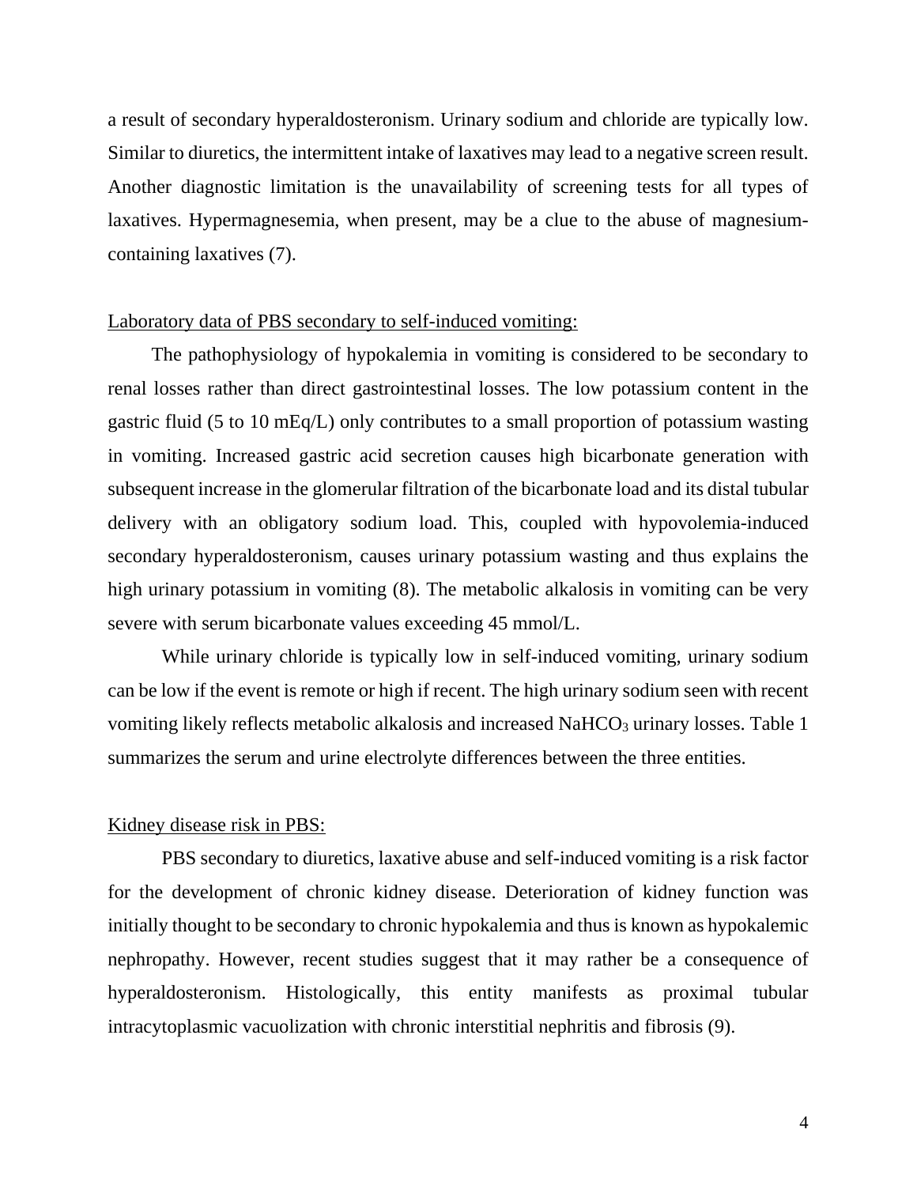a result of secondary hyperaldosteronism. Urinary sodium and chloride are typically low. Similar to diuretics, the intermittent intake of laxatives may lead to a negative screen result. Another diagnostic limitation is the unavailability of screening tests for all types of laxatives. Hypermagnesemia, when present, may be a clue to the abuse of magnesium-containing laxatives (7).

<u>Laboratory data of PBS secondary to self-induced vomiting:</u>

The pathophysiology of hypokalemia in vomiting is considered to be secondary to renal losses rather than direct gastrointestinal losses. The low potassium content in the gastric fluid (5 to 10 mEq/L) only contributes to a small proportion of potassium wasting in vomiting. Increased gastric acid secretion causes high bicarbonate generation with subsequent increase in the glomerular filtration of the bicarbonate load and its distal tubular delivery with an obligatory sodium load. This, coupled with hypovolemia-induced secondary hyperaldosteronism, causes urinary potassium wasting and thus explains the high urinary potassium in vomiting (8). The metabolic alkalosis in vomiting can be very severe with serum bicarbonate values exceeding 45 mmol/L.

While urinary chloride is typically low in self-induced vomiting, urinary sodium can be low if the event is remote or high if recent. The high urinary sodium seen with recent vomiting likely reflects metabolic alkalosis and increased $NaHCO_3$ urinary losses. Table 1 summarizes the serum and urine electrolyte differences between the three entities.

<u>Kidney disease risk in PBS:</u>

PBS secondary to diuretics, laxative abuse and self-induced vomiting is a risk factor for the development of chronic kidney disease. Deterioration of kidney function was initially thought to be secondary to chronic hypokalemia and thus is known as hypokalemic nephropathy. However, recent studies suggest that it may rather be a consequence of hyperaldosteronism. Histologically, this entity manifests as proximal tubular intracytoplasmic vacuolization with chronic interstitial nephritis and fibrosis (9).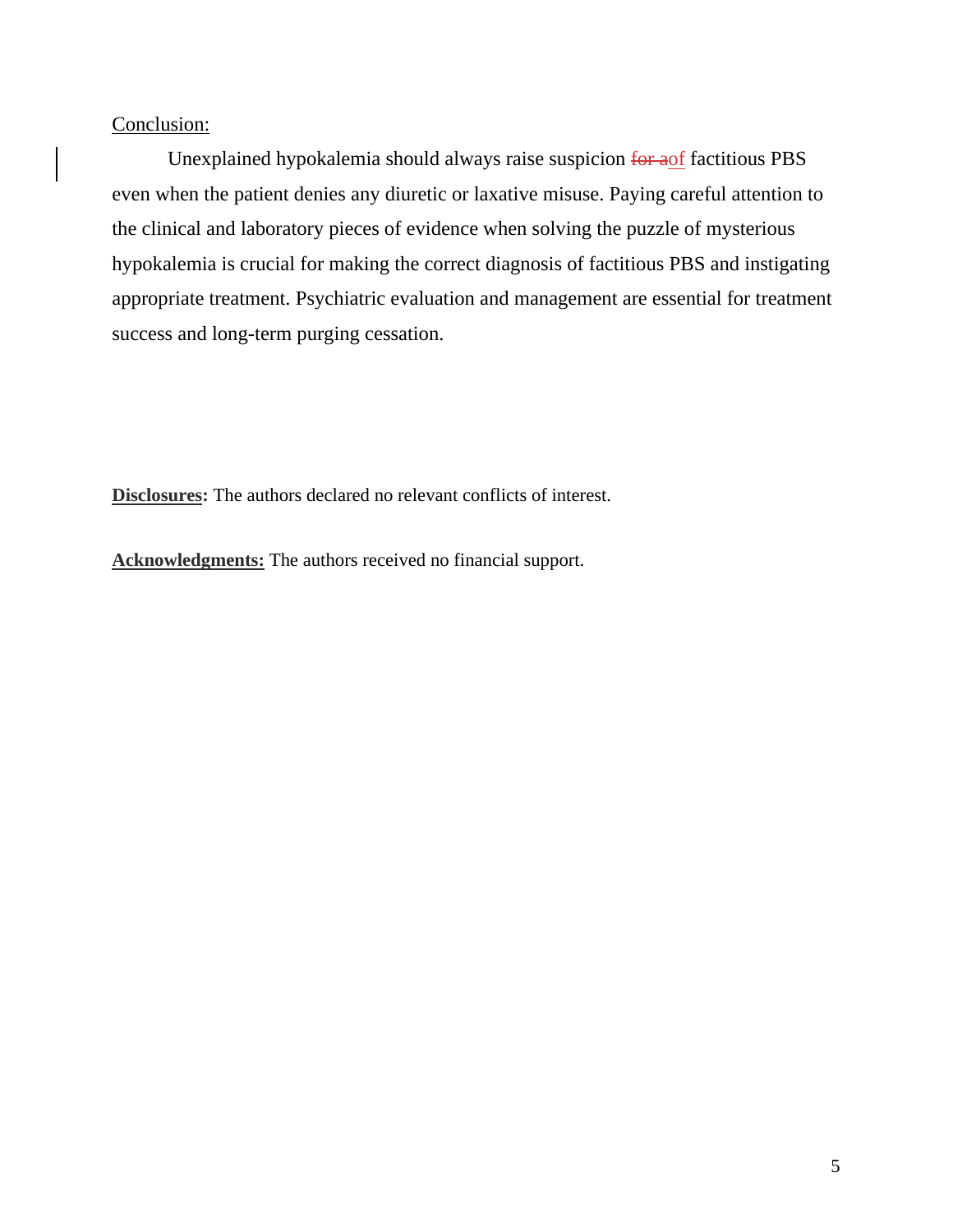Conclusion:

Unexplained hypokalemia should always raise suspicion ~~for a~~of factitious PBS even when the patient denies any diuretic or laxative misuse. Paying careful attention to the clinical and laboratory pieces of evidence when solving the puzzle of mysterious hypokalemia is crucial for making the correct diagnosis of factitious PBS and instigating appropriate treatment. Psychiatric evaluation and management are essential for treatment success and long-term purging cessation.

**Disclosures:** The authors declared no relevant conflicts of interest.

**Acknowledgments:** The authors received no financial support.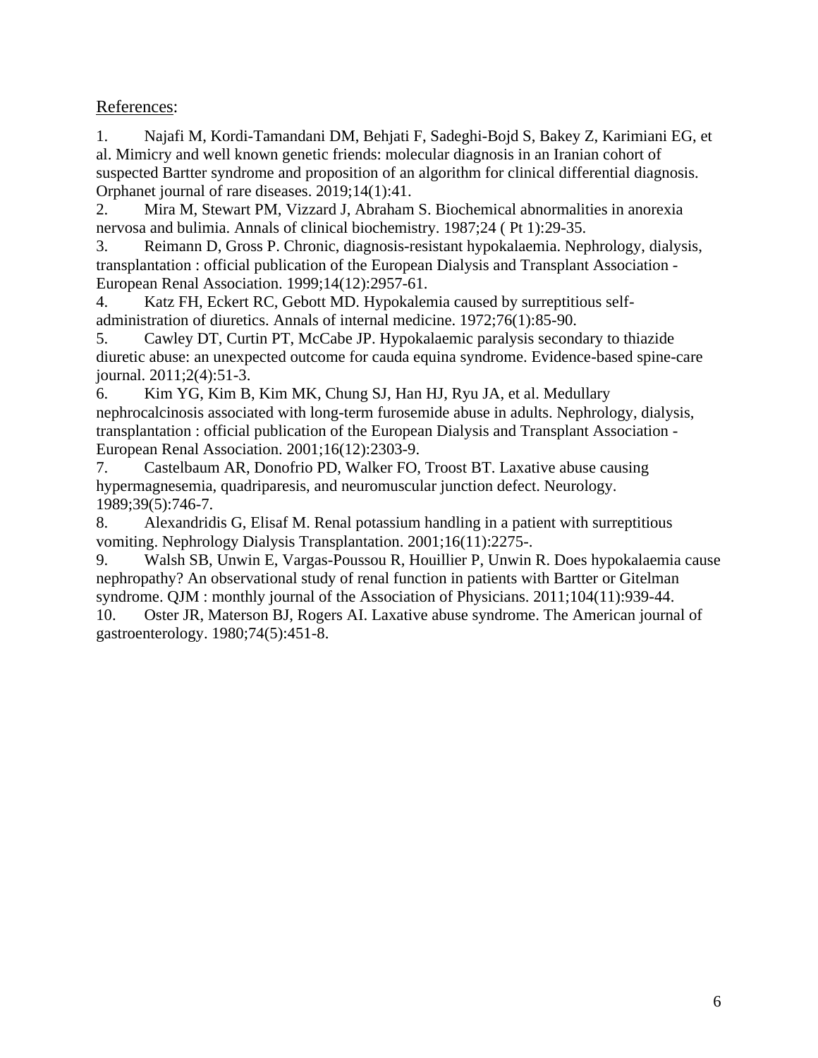References:

1. Najafi M, Kordi-Tamandani DM, Behjati F, Sadeghi-Bojd S, Bakey Z, Karimiani EG, et al. Mimicry and well known genetic friends: molecular diagnosis in an Iranian cohort of suspected Bartter syndrome and proposition of an algorithm for clinical differential diagnosis. Orphanet journal of rare diseases. 2019;14(1):41.
2. Mira M, Stewart PM, Vizzard J, Abraham S. Biochemical abnormalities in anorexia nervosa and bulimia. Annals of clinical biochemistry. 1987;24 ( Pt 1):29-35.
3. Reimann D, Gross P. Chronic, diagnosis-resistant hypokalaemia. Nephrology, dialysis, transplantation : official publication of the European Dialysis and Transplant Association - European Renal Association. 1999;14(12):2957-61.
4. Katz FH, Eckert RC, Gebott MD. Hypokalemia caused by surreptitious self-administration of diuretics. Annals of internal medicine. 1972;76(1):85-90.
5. Cawley DT, Curtin PT, McCabe JP. Hypokalaemic paralysis secondary to thiazide diuretic abuse: an unexpected outcome for cauda equina syndrome. Evidence-based spine-care journal. 2011;2(4):51-3.
6. Kim YG, Kim B, Kim MK, Chung SJ, Han HJ, Ryu JA, et al. Medullary nephrocalcinosis associated with long-term furosemide abuse in adults. Nephrology, dialysis, transplantation : official publication of the European Dialysis and Transplant Association - European Renal Association. 2001;16(12):2303-9.
7. Castelbaum AR, Donofrio PD, Walker FO, Troost BT. Laxative abuse causing hypermagnesemia, quadriparesis, and neuromuscular junction defect. Neurology. 1989;39(5):746-7.
8. Alexandridis G, Elisaf M. Renal potassium handling in a patient with surreptitious vomiting. Nephrology Dialysis Transplantation. 2001;16(11):2275-.
9. Walsh SB, Unwin E, Vargas-Poussou R, Houillier P, Unwin R. Does hypokalaemia cause nephropathy? An observational study of renal function in patients with Bartter or Gitelman syndrome. QJM : monthly journal of the Association of Physicians. 2011;104(11):939-44.
10. Oster JR, Materson BJ, Rogers AI. Laxative abuse syndrome. The American journal of gastroenterology. 1980;74(5):451-8.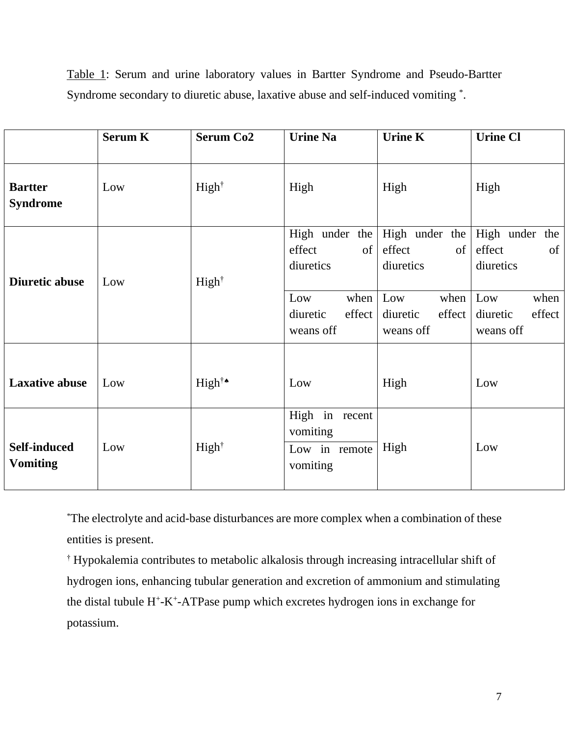Table 1: Serum and urine laboratory values in Bartter Syndrome and Pseudo-Bartter Syndrome secondary to diuretic abuse, laxative abuse and self-induced vomiting *.

| | Serum K | Serum Co2 | Urine Na | Urine K | Urine Cl |
|---|---|---|---|---|---|
| **Bartter Syndrome** | Low | High† | High | High | High |
| **Diuretic abuse** | Low | High† | High under the effect of diuretics | High under the effect of diuretics | High under the effect of diuretics |
| | | | Low when diuretic effect weans off | Low when diuretic effect weans off | Low when diuretic effect weans off |
| **Laxative abuse** | Low | High†♠ | Low | High | Low |
| **Self-induced Vomiting** | Low | High† | High in recent vomiting | High | Low |
| | | | Low in remote vomiting | | |

*The electrolyte and acid-base disturbances are more complex when a combination of these entities is present.

† Hypokalemia contributes to metabolic alkalosis through increasing intracellular shift of hydrogen ions, enhancing tubular generation and excretion of ammonium and stimulating the distal tubule $H^+$-$K^+$-ATPase pump which excretes hydrogen ions in exchange for potassium.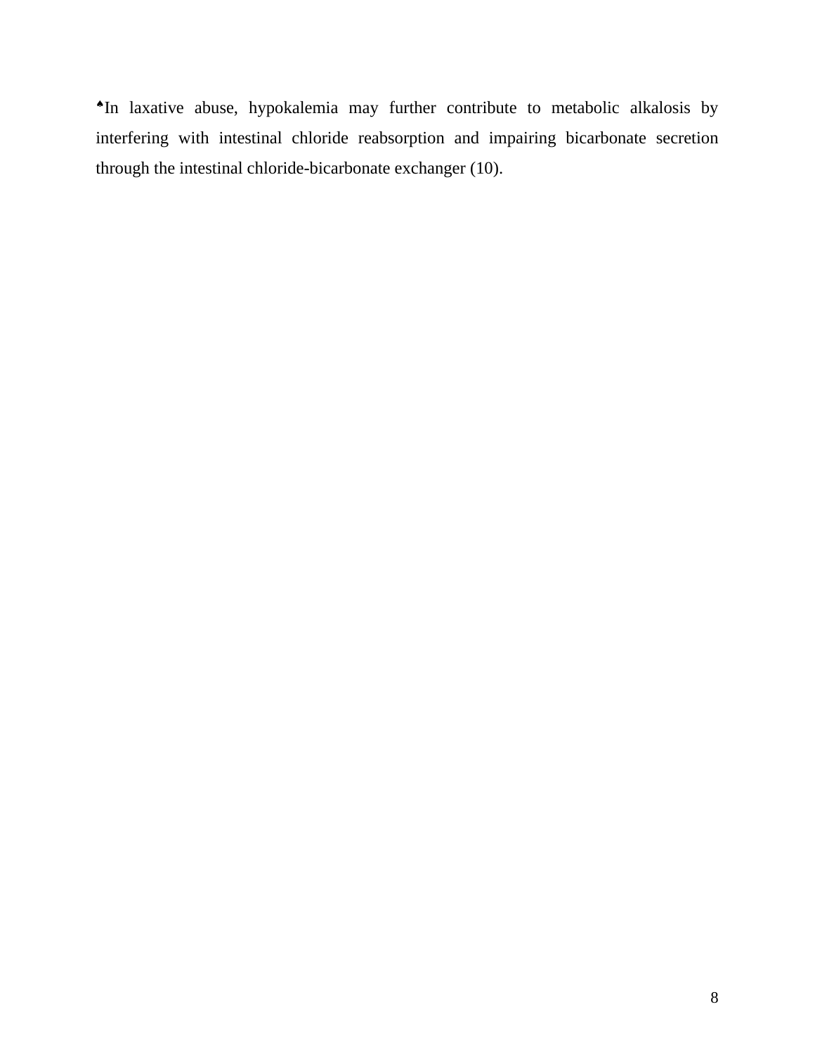♠In laxative abuse, hypokalemia may further contribute to metabolic alkalosis by interfering with intestinal chloride reabsorption and impairing bicarbonate secretion through the intestinal chloride-bicarbonate exchanger (10).